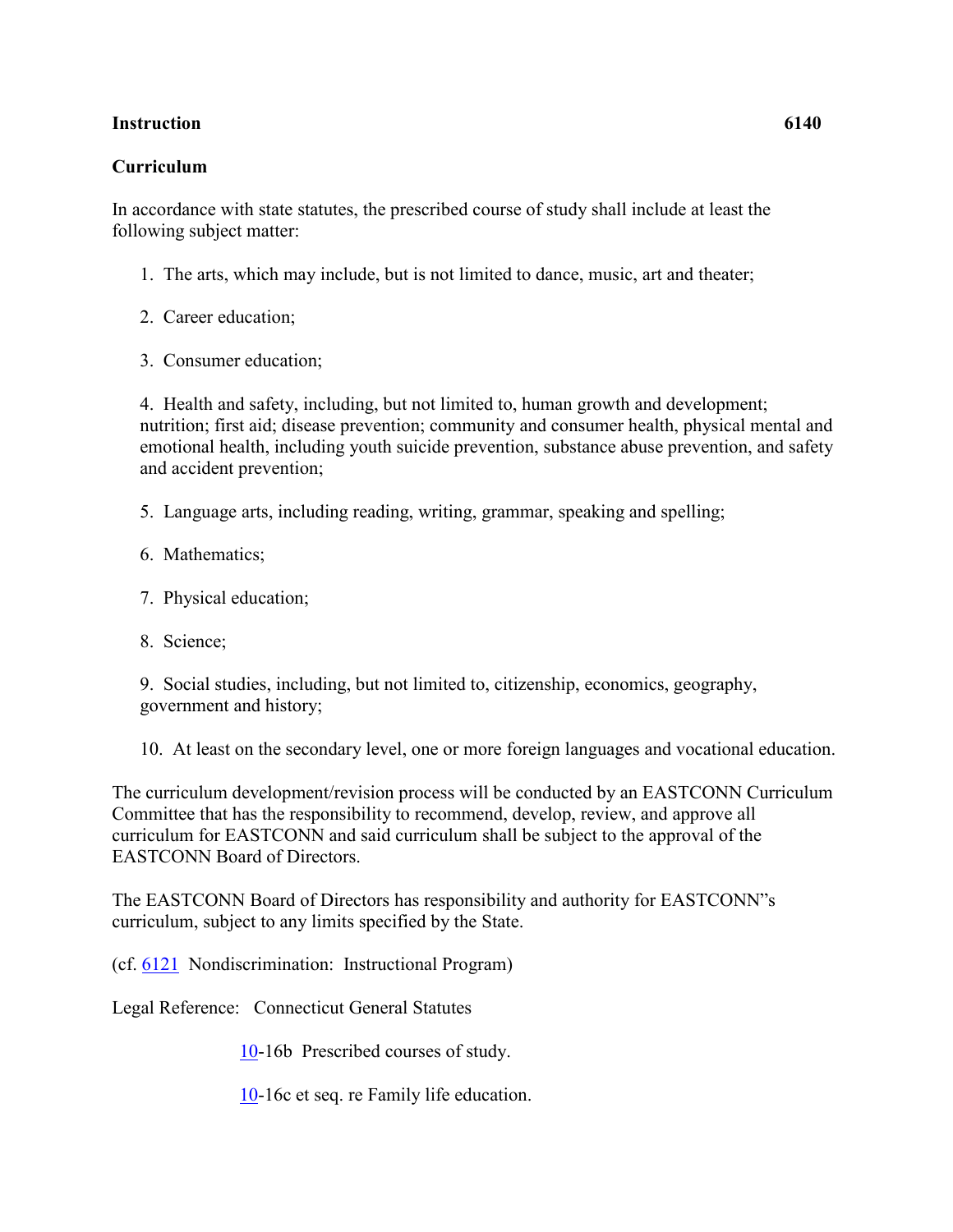**Instruction** **6140**

**Curriculum**

In accordance with state statutes, the prescribed course of study shall include at least the following subject matter:

1. The arts, which may include, but is not limited to dance, music, art and theater;

2. Career education;

3. Consumer education;

4. Health and safety, including, but not limited to, human growth and development; nutrition; first aid; disease prevention; community and consumer health, physical mental and emotional health, including youth suicide prevention, substance abuse prevention, and safety and accident prevention;

5. Language arts, including reading, writing, grammar, speaking and spelling;

6. Mathematics;

7. Physical education;

8. Science;

9. Social studies, including, but not limited to, citizenship, economics, geography, government and history;

10. At least on the secondary level, one or more foreign languages and vocational education.

The curriculum development/revision process will be conducted by an EASTCONN Curriculum Committee that has the responsibility to recommend, develop, review, and approve all curriculum for EASTCONN and said curriculum shall be subject to the approval of the EASTCONN Board of Directors.

The EASTCONN Board of Directors has responsibility and authority for EASTCONN"s curriculum, subject to any limits specified by the State.

(cf. 6121 Nondiscrimination: Instructional Program)

Legal Reference: Connecticut General Statutes

10-16b Prescribed courses of study.

10-16c et seq. re Family life education.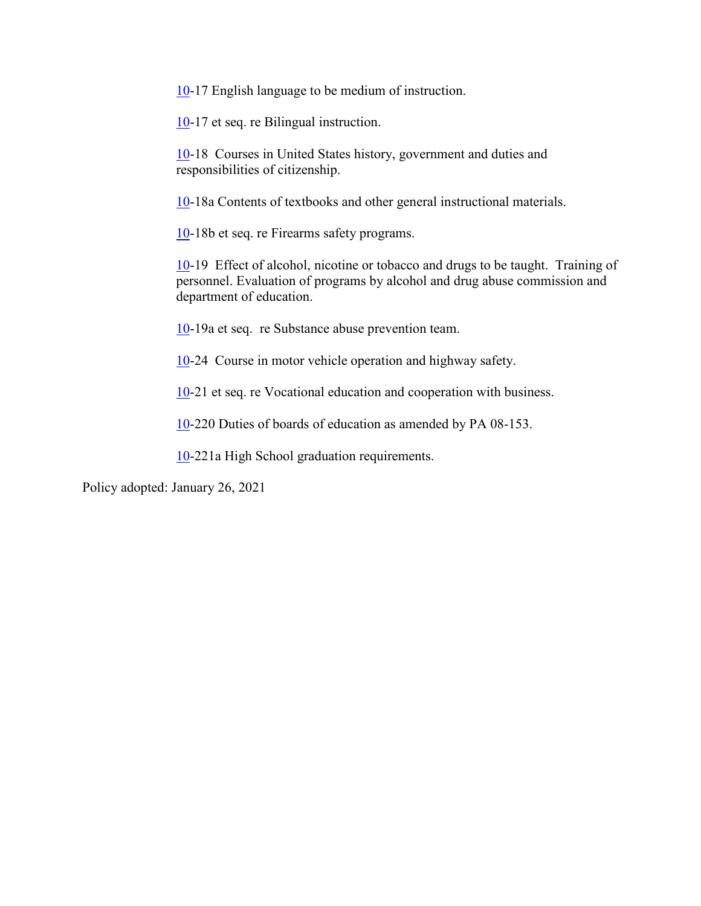10-17 English language to be medium of instruction.

10-17 et seq. re Bilingual instruction.

10-18 Courses in United States history, government and duties and responsibilities of citizenship.

10-18a Contents of textbooks and other general instructional materials.

10-18b et seq. re Firearms safety programs.

10-19 Effect of alcohol, nicotine or tobacco and drugs to be taught. Training of personnel. Evaluation of programs by alcohol and drug abuse commission and department of education.

10-19a et seq. re Substance abuse prevention team.

10-24 Course in motor vehicle operation and highway safety.

10-21 et seq. re Vocational education and cooperation with business.

10-220 Duties of boards of education as amended by PA 08-153.

10-221a High School graduation requirements.

Policy adopted: January 26, 2021